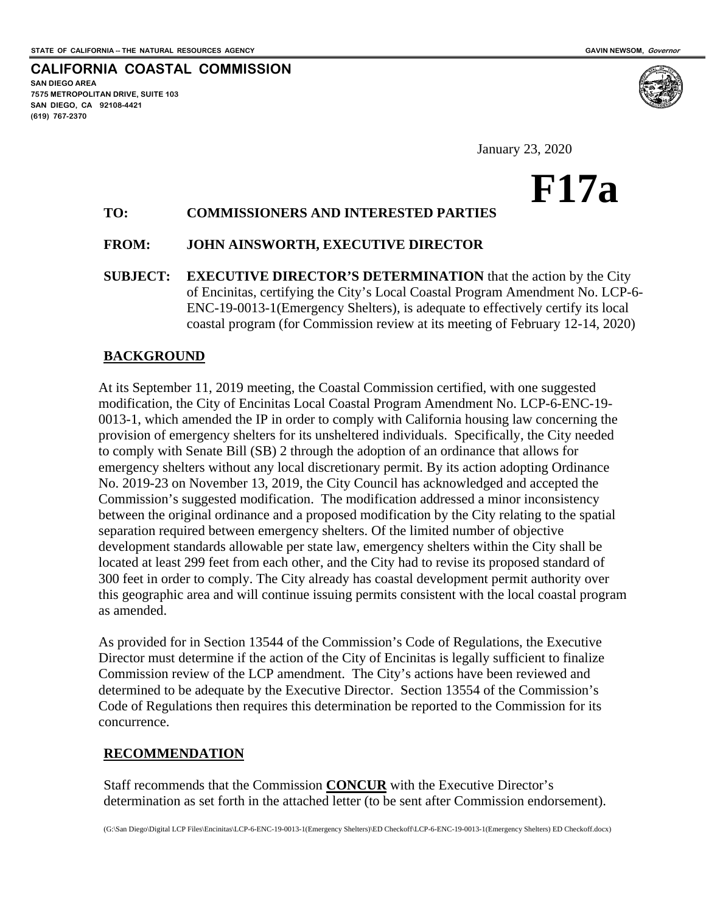STATE OF CALIFORNIA -- THE NATURAL RESOURCES AGENCY GAVIN NEWSOM, *Governor*

**CALIFORNIA COASTAL COMMISSION**
**SAN DIEGO AREA**
**7575 METROPOLITAN DRIVE, SUITE 103**
**SAN DIEGO, CA 92108-4421**
**(619) 767-2370**

January 23, 2020

# F17a

**TO:** **COMMISSIONERS AND INTERESTED PARTIES**

**FROM:** **JOHN AINSWORTH, EXECUTIVE DIRECTOR**

**SUBJECT:** **EXECUTIVE DIRECTOR'S DETERMINATION** that the action by the City of Encinitas, certifying the City's Local Coastal Program Amendment No. LCP-6-ENC-19-0013-1(Emergency Shelters), is adequate to effectively certify its local coastal program (for Commission review at its meeting of February 12-14, 2020)

## BACKGROUND

At its September 11, 2019 meeting, the Coastal Commission certified, with one suggested modification, the City of Encinitas Local Coastal Program Amendment No. LCP-6-ENC-19-0013-1, which amended the IP in order to comply with California housing law concerning the provision of emergency shelters for its unsheltered individuals. Specifically, the City needed to comply with Senate Bill (SB) 2 through the adoption of an ordinance that allows for emergency shelters without any local discretionary permit. By its action adopting Ordinance No. 2019-23 on November 13, 2019, the City Council has acknowledged and accepted the Commission's suggested modification. The modification addressed a minor inconsistency between the original ordinance and a proposed modification by the City relating to the spatial separation required between emergency shelters. Of the limited number of objective development standards allowable per state law, emergency shelters within the City shall be located at least 299 feet from each other, and the City had to revise its proposed standard of 300 feet in order to comply. The City already has coastal development permit authority over this geographic area and will continue issuing permits consistent with the local coastal program as amended.

As provided for in Section 13544 of the Commission's Code of Regulations, the Executive Director must determine if the action of the City of Encinitas is legally sufficient to finalize Commission review of the LCP amendment. The City's actions have been reviewed and determined to be adequate by the Executive Director. Section 13554 of the Commission's Code of Regulations then requires this determination be reported to the Commission for its concurrence.

## RECOMMENDATION

Staff recommends that the Commission **CONCUR** with the Executive Director's determination as set forth in the attached letter (to be sent after Commission endorsement).

(G:\San Diego\Digital LCP Files\Encinitas\LCP-6-ENC-19-0013-1(Emergency Shelters)\ED Checkoff\LCP-6-ENC-19-0013-1(Emergency Shelters) ED Checkoff.docx)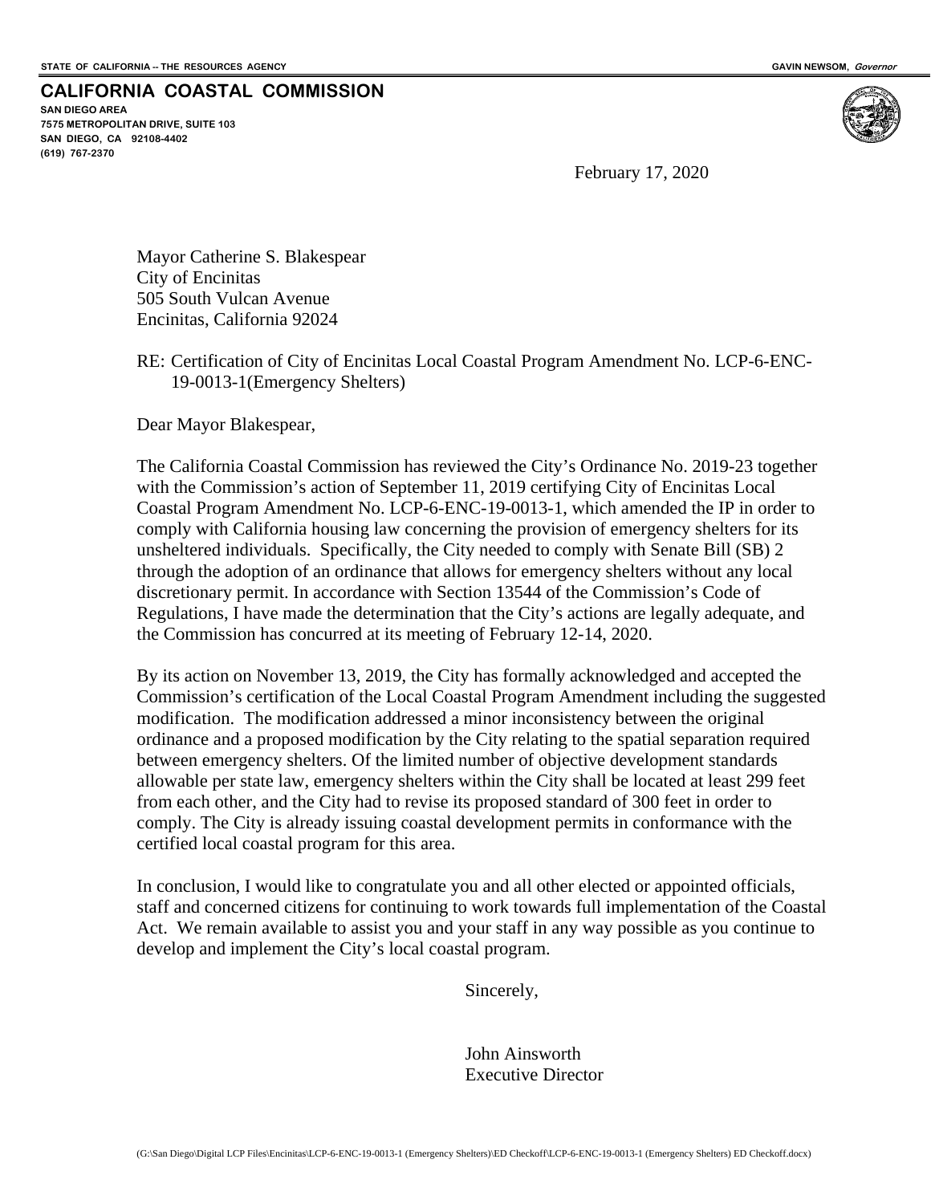STATE OF CALIFORNIA -- THE RESOURCES AGENCY

GAVIN NEWSOM, *Governor*

**CALIFORNIA COASTAL COMMISSION**

**SAN DIEGO AREA**
**7575 METROPOLITAN DRIVE, SUITE 103**
**SAN DIEGO, CA 92108-4402**
**(619) 767-2370**

February 17, 2020

Mayor Catherine S. Blakespear
City of Encinitas
505 South Vulcan Avenue
Encinitas, California 92024

RE: Certification of City of Encinitas Local Coastal Program Amendment No. LCP-6-ENC-19-0013-1(Emergency Shelters)

Dear Mayor Blakespear,

The California Coastal Commission has reviewed the City's Ordinance No. 2019-23 together with the Commission's action of September 11, 2019 certifying City of Encinitas Local Coastal Program Amendment No. LCP-6-ENC-19-0013-1, which amended the IP in order to comply with California housing law concerning the provision of emergency shelters for its unsheltered individuals. Specifically, the City needed to comply with Senate Bill (SB) 2 through the adoption of an ordinance that allows for emergency shelters without any local discretionary permit. In accordance with Section 13544 of the Commission's Code of Regulations, I have made the determination that the City's actions are legally adequate, and the Commission has concurred at its meeting of February 12-14, 2020.

By its action on November 13, 2019, the City has formally acknowledged and accepted the Commission's certification of the Local Coastal Program Amendment including the suggested modification. The modification addressed a minor inconsistency between the original ordinance and a proposed modification by the City relating to the spatial separation required between emergency shelters. Of the limited number of objective development standards allowable per state law, emergency shelters within the City shall be located at least 299 feet from each other, and the City had to revise its proposed standard of 300 feet in order to comply. The City is already issuing coastal development permits in conformance with the certified local coastal program for this area.

In conclusion, I would like to congratulate you and all other elected or appointed officials, staff and concerned citizens for continuing to work towards full implementation of the Coastal Act. We remain available to assist you and your staff in any way possible as you continue to develop and implement the City's local coastal program.

Sincerely,

John Ainsworth
Executive Director

(G:\San Diego\Digital LCP Files\Encinitas\LCP-6-ENC-19-0013-1 (Emergency Shelters)\ED Checkoff\LCP-6-ENC-19-0013-1 (Emergency Shelters) ED Checkoff.docx)